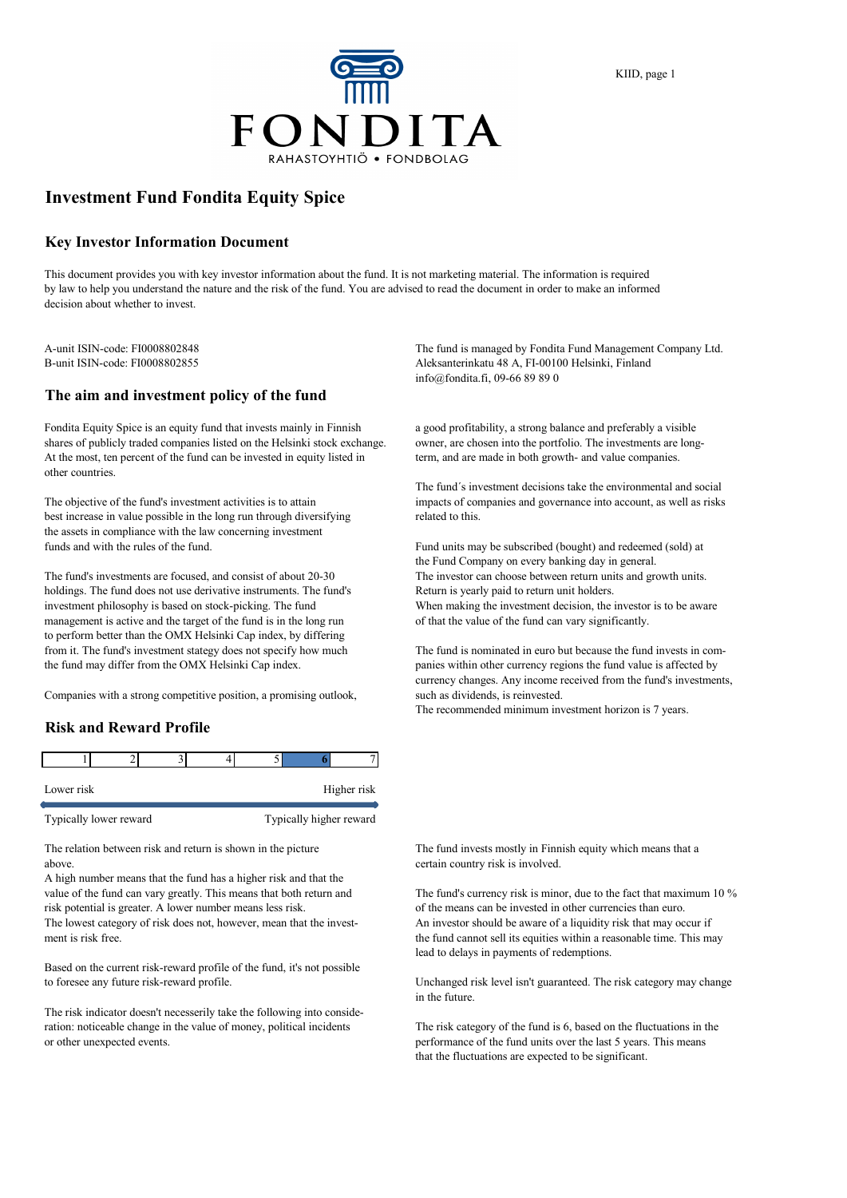FONDITA

RAHASTOYHTIÖ • FONDBOLAG

# Investment Fund Fondita Equity Spice

## Key Investor Information Document

This document provides you with key investor information about the fund. It is not marketing material. The information is required by law to help you understand the nature and the risk of the fund. You are advised to read the document in order to make an informed decision about whether to invest.

A-unit ISIN-code: FI0008802848
B-unit ISIN-code: FI0008802855

The fund is managed by Fondita Fund Management Company Ltd.
Aleksanterinkatu 48 A, FI-00100 Helsinki, Finland
info@fondita.fi, 09-66 89 89 0

## The aim and investment policy of the fund

Fondita Equity Spice is an equity fund that invests mainly in Finnish shares of publicly traded companies listed on the Helsinki stock exchange. At the most, ten percent of the fund can be invested in equity listed in other countries.

The objective of the fund's investment activities is to attain best increase in value possible in the long run through diversifying the assets in compliance with the law concerning investment funds and with the rules of the fund.

The fund's investments are focused, and consist of about 20-30 holdings. The fund does not use derivative instruments. The fund's investment philosophy is based on stock-picking. The fund management is active and the target of the fund is in the long run to perform better than the OMX Helsinki Cap index, by differing from it. The fund's investment stategy does not specify how much the fund may differ from the OMX Helsinki Cap index.

Companies with a strong competitive position, a promising outlook, a good profitability, a strong balance and preferably a visible owner, are chosen into the portfolio. The investments are long-term, and are made in both growth- and value companies.

The fund´s investment decisions take the environmental and social impacts of companies and governance into account, as well as risks related to this.

Fund units may be subscribed (bought) and redeemed (sold) at the Fund Company on every banking day in general.
The investor can choose between return units and growth units.
Return is yearly paid to return unit holders.
When making the investment decision, the investor is to be aware of that the value of the fund can vary significantly.

The fund is nominated in euro but because the fund invests in companies within other currency regions the fund value is affected by currency changes. Any income received from the fund's investments, such as dividends, is reinvested.
The recommended minimum investment horizon is 7 years.

## Risk and Reward Profile

| 1 | 2 | 3 | 4 | 5 | **6** | 7 |
|---|---|---|---|---|---|---|

Lower risk — Higher risk

Typically lower reward — Typically higher reward

The relation between risk and return is shown in the picture above.
A high number means that the fund has a higher risk and that the value of the fund can vary greatly. This means that both return and risk potential is greater. A lower number means less risk.
The lowest category of risk does not, however, mean that the investment is risk free.

Based on the current risk-reward profile of the fund, it's not possible to foresee any future risk-reward profile.

The risk indicator doesn't necesserily take the following into consideration: noticeable change in the value of money, political incidents or other unexpected events.

The fund invests mostly in Finnish equity which means that a certain country risk is involved.

The fund's currency risk is minor, due to the fact that maximum 10 % of the means can be invested in other currencies than euro.
An investor should be aware of a liquidity risk that may occur if the fund cannot sell its equities within a reasonable time. This may lead to delays in payments of redemptions.

Unchanged risk level isn't guaranteed. The risk category may change in the future.

The risk category of the fund is 6, based on the fluctuations in the performance of the fund units over the last 5 years. This means that the fluctuations are expected to be significant.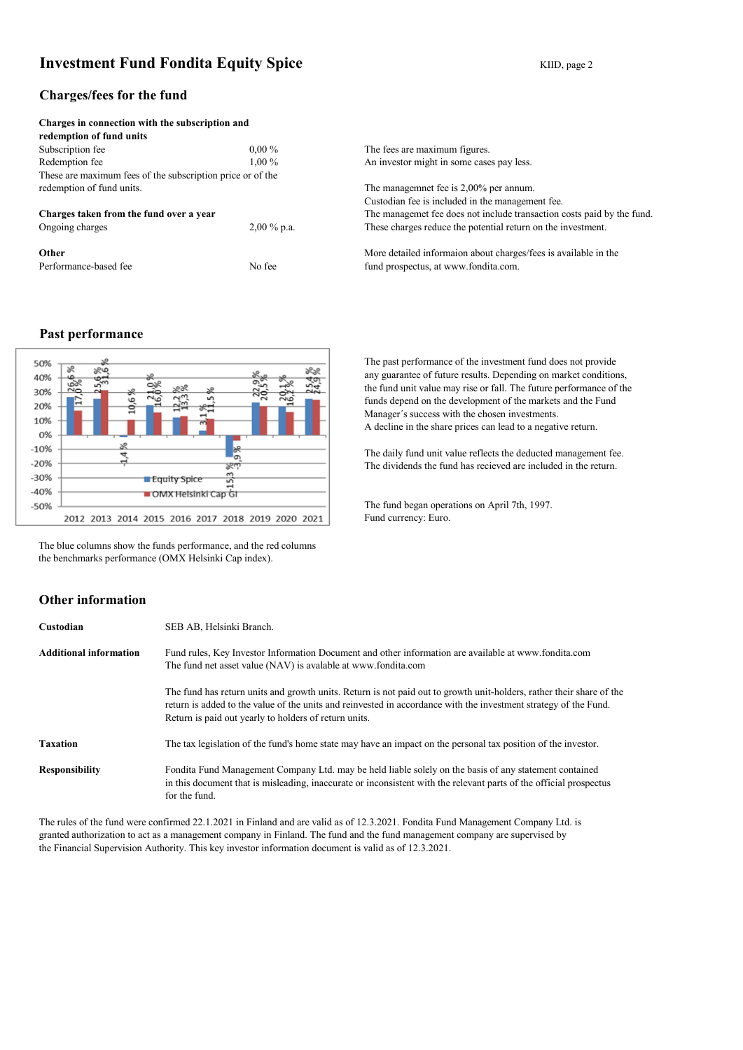# Investment Fund Fondita Equity Spice

## Charges/fees for the fund

**Charges in connection with the subscription and redemption of fund units**

| | |
|---|---|
| Subscription fee | 0,00 % |
| Redemption fee | 1,00 % |

These are maximum fees of the subscription price or of the redemption of fund units.

**Charges taken from the fund over a year**

| | |
|---|---|
| Ongoing charges | 2,00 % p.a. |

**Other**

| | |
|---|---|
| Performance-based fee | No fee |

The fees are maximum figures.
An investor might in some cases pay less.

The managemnet fee is 2,00% per annum.
Custodian fee is included in the management fee.
The managemet fee does not include transaction costs paid by the fund.
These charges reduce the potential return on the investment.

More detailed informaion about charges/fees is available in the fund prospectus, at www.fondita.com.

## Past performance

50%
40%
30%
20%
10%
0%
-10%
-20%
-30%
-40%
-50%

2012 2013 2014 2015 2016 2017 2018 2019 2020 2021

26,6 % 17,0 %
25,6 % 31,6 %
-1,4 % 10,6 %
21,0 % 16,0 %
12,2 % 13,3 %
3,1 % 11,5 %
-15,3 % -3,9 %
22,9 % 20,5 %
20,1 % 16,2 %
25,4 % 24,9 %

Equity Spice
OMX Helsinki Cap GI

The blue columns show the funds performance, and the red columns the benchmarks performance (OMX Helsinki Cap index).

The past performance of the investment fund does not provide any guarantee of future results. Depending on market conditions, the fund unit value may rise or fall. The future performance of the funds depend on the development of the markets and the Fund Manager´s success with the chosen investments.
A decline in the share prices can lead to a negative return.

The daily fund unit value reflects the deducted management fee.
The dividends the fund has recieved are included in the return.

The fund began operations on April 7th, 1997.
Fund currency: Euro.

## Other information

**Custodian** SEB AB, Helsinki Branch.

**Additional information** Fund rules, Key Investor Information Document and other information are available at www.fondita.com
The fund net asset value (NAV) is avalable at www.fondita.com

The fund has return units and growth units. Return is not paid out to growth unit-holders, rather their share of the return is added to the value of the units and reinvested in accordance with the investment strategy of the Fund. Return is paid out yearly to holders of return units.

**Taxation** The tax legislation of the fund's home state may have an impact on the personal tax position of the investor.

**Responsibility** Fondita Fund Management Company Ltd. may be held liable solely on the basis of any statement contained in this document that is misleading, inaccurate or inconsistent with the relevant parts of the official prospectus for the fund.

The rules of the fund were confirmed 22.1.2021 in Finland and are valid as of 12.3.2021. Fondita Fund Management Company Ltd. is granted authorization to act as a management company in Finland. The fund and the fund management company are supervised by the Financial Supervision Authority. This key investor information document is valid as of 12.3.2021.